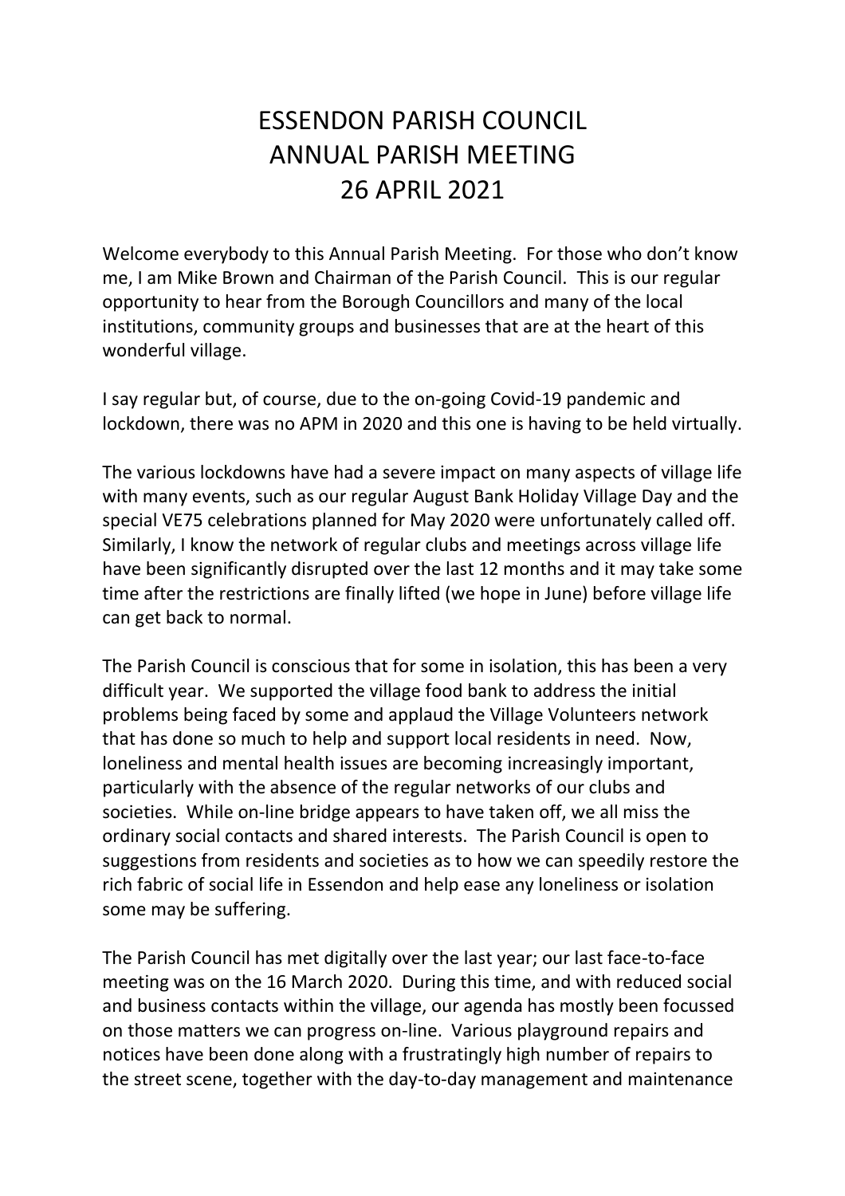# ESSENDON PARISH COUNCIL
# ANNUAL PARISH MEETING
# 26 APRIL 2021

Welcome everybody to this Annual Parish Meeting. For those who don't know me, I am Mike Brown and Chairman of the Parish Council. This is our regular opportunity to hear from the Borough Councillors and many of the local institutions, community groups and businesses that are at the heart of this wonderful village.

I say regular but, of course, due to the on-going Covid-19 pandemic and lockdown, there was no APM in 2020 and this one is having to be held virtually.

The various lockdowns have had a severe impact on many aspects of village life with many events, such as our regular August Bank Holiday Village Day and the special VE75 celebrations planned for May 2020 were unfortunately called off. Similarly, I know the network of regular clubs and meetings across village life have been significantly disrupted over the last 12 months and it may take some time after the restrictions are finally lifted (we hope in June) before village life can get back to normal.

The Parish Council is conscious that for some in isolation, this has been a very difficult year. We supported the village food bank to address the initial problems being faced by some and applaud the Village Volunteers network that has done so much to help and support local residents in need. Now, loneliness and mental health issues are becoming increasingly important, particularly with the absence of the regular networks of our clubs and societies. While on-line bridge appears to have taken off, we all miss the ordinary social contacts and shared interests. The Parish Council is open to suggestions from residents and societies as to how we can speedily restore the rich fabric of social life in Essendon and help ease any loneliness or isolation some may be suffering.

The Parish Council has met digitally over the last year; our last face-to-face meeting was on the 16 March 2020. During this time, and with reduced social and business contacts within the village, our agenda has mostly been focussed on those matters we can progress on-line. Various playground repairs and notices have been done along with a frustratingly high number of repairs to the street scene, together with the day-to-day management and maintenance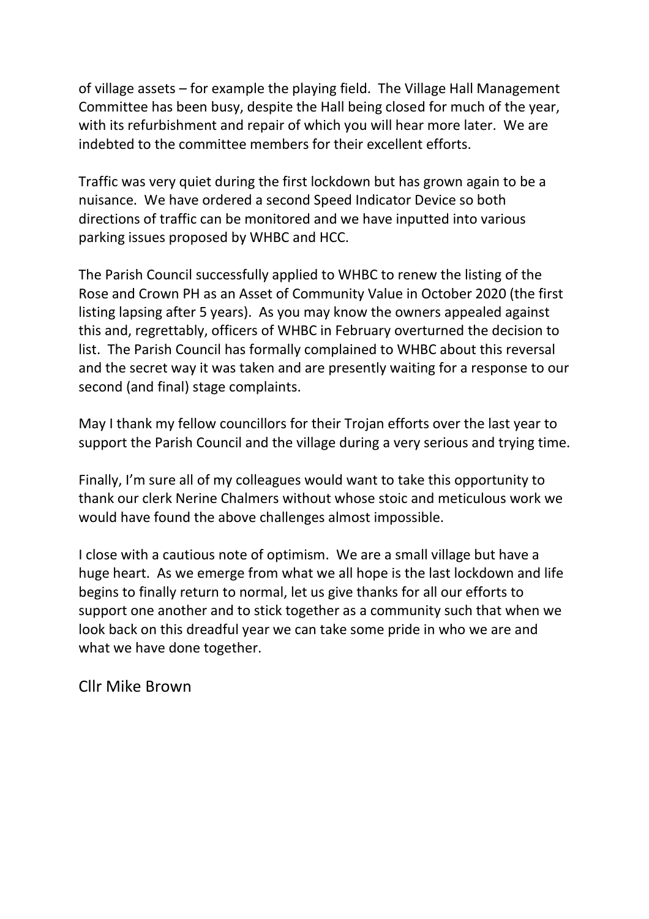of village assets – for example the playing field. The Village Hall Management Committee has been busy, despite the Hall being closed for much of the year, with its refurbishment and repair of which you will hear more later. We are indebted to the committee members for their excellent efforts.

Traffic was very quiet during the first lockdown but has grown again to be a nuisance. We have ordered a second Speed Indicator Device so both directions of traffic can be monitored and we have inputted into various parking issues proposed by WHBC and HCC.

The Parish Council successfully applied to WHBC to renew the listing of the Rose and Crown PH as an Asset of Community Value in October 2020 (the first listing lapsing after 5 years). As you may know the owners appealed against this and, regrettably, officers of WHBC in February overturned the decision to list. The Parish Council has formally complained to WHBC about this reversal and the secret way it was taken and are presently waiting for a response to our second (and final) stage complaints.

May I thank my fellow councillors for their Trojan efforts over the last year to support the Parish Council and the village during a very serious and trying time.

Finally, I'm sure all of my colleagues would want to take this opportunity to thank our clerk Nerine Chalmers without whose stoic and meticulous work we would have found the above challenges almost impossible.

I close with a cautious note of optimism. We are a small village but have a huge heart. As we emerge from what we all hope is the last lockdown and life begins to finally return to normal, let us give thanks for all our efforts to support one another and to stick together as a community such that when we look back on this dreadful year we can take some pride in who we are and what we have done together.

Cllr Mike Brown